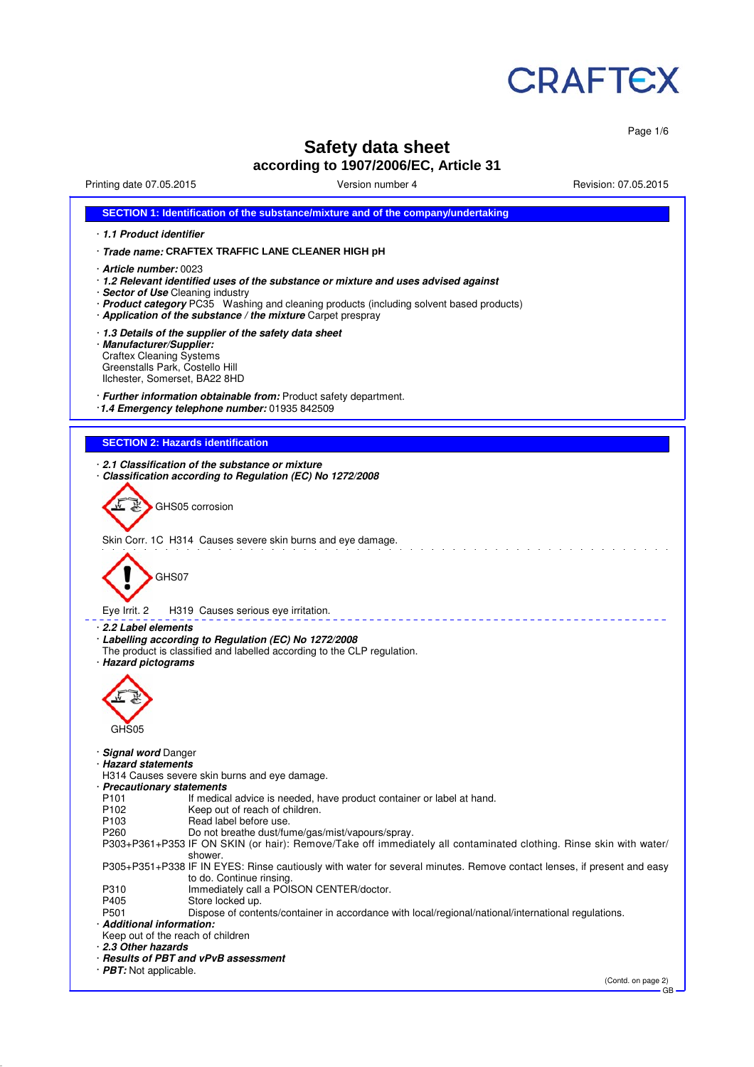# Safety data sheet

## according to 1907/2006/EC, Article 31

Printing date 07.05.2015 | Version number 4 | Revision: 07.05.2015

## SECTION 1: Identification of the substance/mixture and of the company/undertaking

· ***1.1 Product identifier***

· ***Trade name:*** **CRAFTEX TRAFFIC LANE CLEANER HIGH pH**

· ***Article number:*** 0023

· ***1.2 Relevant identified uses of the substance or mixture and uses advised against***

· ***Sector of Use*** Cleaning industry

· ***Product category*** PC35 Washing and cleaning products (including solvent based products)

· ***Application of the substance / the mixture*** Carpet prespray

· ***1.3 Details of the supplier of the safety data sheet***

· ***Manufacturer/Supplier:***
Craftex Cleaning Systems
Greenstalls Park, Costello Hill
Ilchester, Somerset, BA22 8HD

· ***Further information obtainable from:*** Product safety department.

· ***1.4 Emergency telephone number:*** 01935 842509

## SECTION 2: Hazards identification

· ***2.1 Classification of the substance or mixture***

· ***Classification according to Regulation (EC) No 1272/2008***

GHS05 corrosion

Skin Corr. 1C H314 Causes severe skin burns and eye damage.

GHS07

Eye Irrit. 2 H319 Causes serious eye irritation.

· ***2.2 Label elements***

· ***Labelling according to Regulation (EC) No 1272/2008***
The product is classified and labelled according to the CLP regulation.

· ***Hazard pictograms***

GHS05

· ***Signal word*** Danger

· ***Hazard statements***
H314 Causes severe skin burns and eye damage.

· ***Precautionary statements***

P101 If medical advice is needed, have product container or label at hand.
P102 Keep out of reach of children.
P103 Read label before use.
P260 Do not breathe dust/fume/gas/mist/vapours/spray.
P303+P361+P353 IF ON SKIN (or hair): Remove/Take off immediately all contaminated clothing. Rinse skin with water/shower.
P305+P351+P338 IF IN EYES: Rinse cautiously with water for several minutes. Remove contact lenses, if present and easy to do. Continue rinsing.
P310 Immediately call a POISON CENTER/doctor.
P405 Store locked up.
P501 Dispose of contents/container in accordance with local/regional/national/international regulations.

· ***Additional information:***
Keep out of the reach of children

· ***2.3 Other hazards***

· ***Results of PBT and vPvB assessment***

· ***PBT:*** Not applicable.

(Contd. on page 2)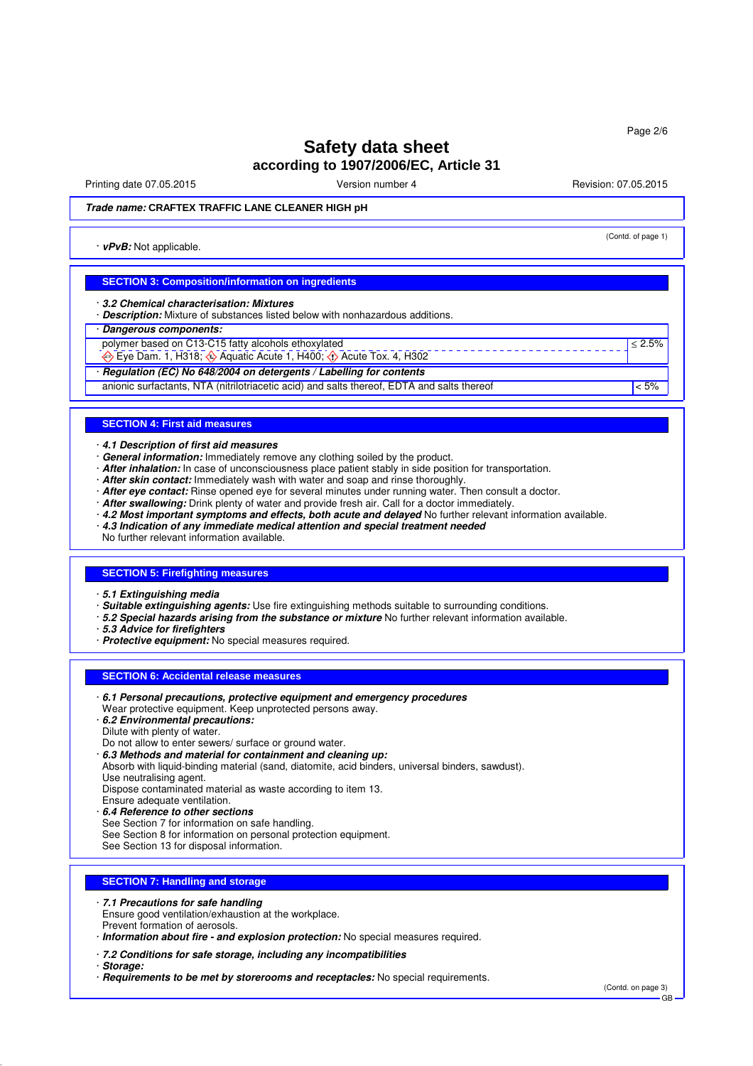**Trade name:** **CRAFTEX TRAFFIC LANE CLEANER HIGH pH**

(Contd. of page 1)

· ***vPvB:*** Not applicable.

## SECTION 3: Composition/information on ingredients

· ***3.2 Chemical characterisation: Mixtures***
· ***Description:*** Mixture of substances listed below with nonhazardous additions.

| · ***Dangerous components:*** | |
|---|---|
| polymer based on C13-C15 fatty alcohols ethoxylated<br>Eye Dam. 1, H318; Aquatic Acute 1, H400; Acute Tox. 4, H302 | ≤ 2.5% |
| · ***Regulation (EC) No 648/2004 on detergents / Labelling for contents*** | |
| anionic surfactants, NTA (nitrilotriacetic acid) and salts thereof, EDTA and salts thereof | < 5% |

## SECTION 4: First aid measures

· ***4.1 Description of first aid measures***
· ***General information:*** Immediately remove any clothing soiled by the product.
· ***After inhalation:*** In case of unconsciousness place patient stably in side position for transportation.
· ***After skin contact:*** Immediately wash with water and soap and rinse thoroughly.
· ***After eye contact:*** Rinse opened eye for several minutes under running water. Then consult a doctor.
· ***After swallowing:*** Drink plenty of water and provide fresh air. Call for a doctor immediately.
· ***4.2 Most important symptoms and effects, both acute and delayed*** No further relevant information available.
· ***4.3 Indication of any immediate medical attention and special treatment needed***
No further relevant information available.

## SECTION 5: Firefighting measures

· ***5.1 Extinguishing media***
· ***Suitable extinguishing agents:*** Use fire extinguishing methods suitable to surrounding conditions.
· ***5.2 Special hazards arising from the substance or mixture*** No further relevant information available.
· ***5.3 Advice for firefighters***
· ***Protective equipment:*** No special measures required.

## SECTION 6: Accidental release measures

· ***6.1 Personal precautions, protective equipment and emergency procedures***
Wear protective equipment. Keep unprotected persons away.
· ***6.2 Environmental precautions:***
Dilute with plenty of water.
Do not allow to enter sewers/ surface or ground water.
· ***6.3 Methods and material for containment and cleaning up:***
Absorb with liquid-binding material (sand, diatomite, acid binders, universal binders, sawdust).
Use neutralising agent.
Dispose contaminated material as waste according to item 13.
Ensure adequate ventilation.
· ***6.4 Reference to other sections***
See Section 7 for information on safe handling.
See Section 8 for information on personal protection equipment.
See Section 13 for disposal information.

## SECTION 7: Handling and storage

· ***7.1 Precautions for safe handling***
Ensure good ventilation/exhaustion at the workplace.
Prevent formation of aerosols.
· ***Information about fire - and explosion protection:*** No special measures required.

· ***7.2 Conditions for safe storage, including any incompatibilities***
· ***Storage:***
· ***Requirements to be met by storerooms and receptacles:*** No special requirements.

(Contd. on page 3)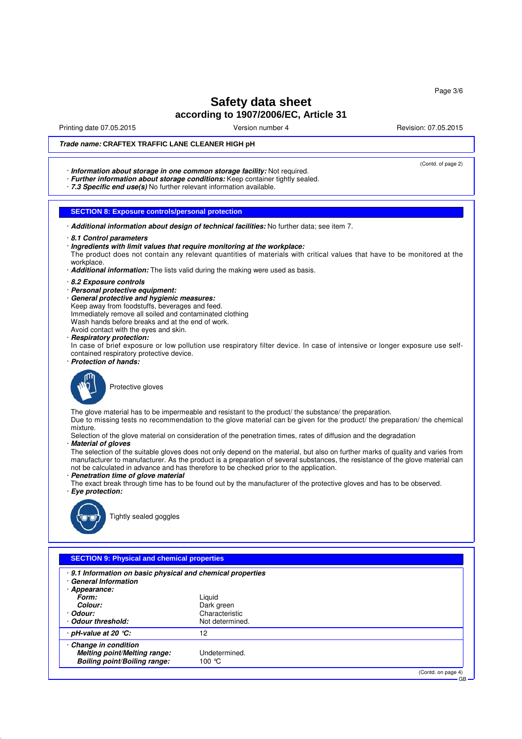# Safety data sheet
## according to 1907/2006/EC, Article 31

Printing date 07.05.2015 | Version number 4 | Revision: 07.05.2015

**Trade name: CRAFTEX TRAFFIC LANE CLEANER HIGH pH**

(Contd. of page 2)

· ***Information about storage in one common storage facility:*** Not required.
· ***Further information about storage conditions:*** Keep container tightly sealed.
· ***7.3 Specific end use(s)*** No further relevant information available.

## SECTION 8: Exposure controls/personal protection

· ***Additional information about design of technical facilities:*** No further data; see item 7.

· ***8.1 Control parameters***
· ***Ingredients with limit values that require monitoring at the workplace:***
The product does not contain any relevant quantities of materials with critical values that have to be monitored at the workplace.
· ***Additional information:*** The lists valid during the making were used as basis.

· ***8.2 Exposure controls***
· ***Personal protective equipment:***
· ***General protective and hygienic measures:***
Keep away from foodstuffs, beverages and feed.
Immediately remove all soiled and contaminated clothing
Wash hands before breaks and at the end of work.
Avoid contact with the eyes and skin.
· ***Respiratory protection:***
In case of brief exposure or low pollution use respiratory filter device. In case of intensive or longer exposure use self-contained respiratory protective device.
· ***Protection of hands:***

Protective gloves

The glove material has to be impermeable and resistant to the product/ the substance/ the preparation.
Due to missing tests no recommendation to the glove material can be given for the product/ the preparation/ the chemical mixture.
Selection of the glove material on consideration of the penetration times, rates of diffusion and the degradation
· ***Material of gloves***
The selection of the suitable gloves does not only depend on the material, but also on further marks of quality and varies from manufacturer to manufacturer. As the product is a preparation of several substances, the resistance of the glove material can not be calculated in advance and has therefore to be checked prior to the application.
· ***Penetration time of glove material***
The exact break through time has to be found out by the manufacturer of the protective gloves and has to be observed.
· ***Eye protection:***

Tightly sealed goggles

## SECTION 9: Physical and chemical properties

· ***9.1 Information on basic physical and chemical properties***
· ***General Information***

| | |
|---|---|
| · ***Appearance:*** | |
| ***Form:*** | Liquid |
| ***Colour:*** | Dark green |
| · ***Odour:*** | Characteristic |
| · ***Odour threshold:*** | Not determined. |
| · ***pH-value at 20 °C:*** | 12 |
| · ***Change in condition*** | |
| ***Melting point/Melting range:*** | Undetermined. |
| ***Boiling point/Boiling range:*** | 100 °C |

(Contd. on page 4)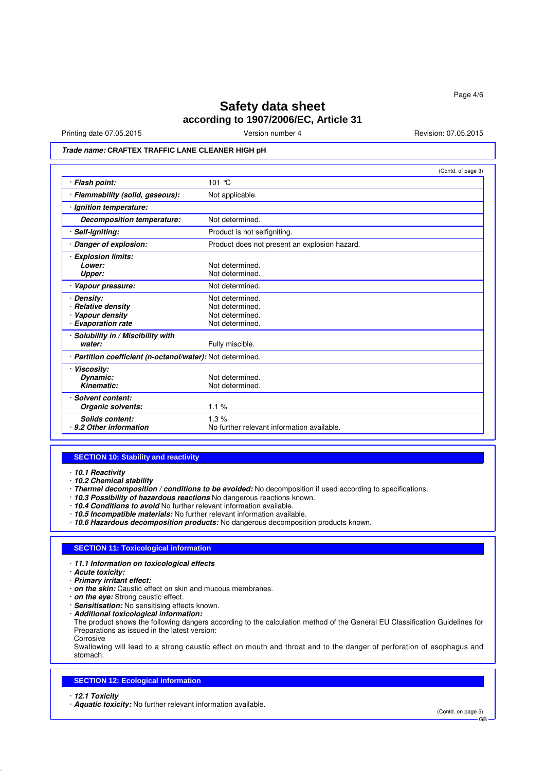# Safety data sheet
## according to 1907/2006/EC, Article 31

Printing date 07.05.2015 | Version number 4 | Revision: 07.05.2015

***Trade name:* CRAFTEX TRAFFIC LANE CLEANER HIGH pH**

(Contd. of page 3)

| | |
|---|---|
| · ***Flash point:*** | 101 °C |
| · ***Flammability (solid, gaseous):*** | Not applicable. |
| · ***Ignition temperature:*** | |
| ***Decomposition temperature:*** | Not determined. |
| · ***Self-igniting:*** | Product is not selfigniting. |
| · ***Danger of explosion:*** | Product does not present an explosion hazard. |
| · ***Explosion limits:*** | |
| ***Lower:*** | Not determined. |
| ***Upper:*** | Not determined. |
| · ***Vapour pressure:*** | Not determined. |
| · ***Density:*** | Not determined. |
| · ***Relative density*** | Not determined. |
| · ***Vapour density*** | Not determined. |
| · ***Evaporation rate*** | Not determined. |
| · ***Solubility in / Miscibility with water:*** | Fully miscible. |
| · ***Partition coefficient (n-octanol/water):*** | Not determined. |
| · ***Viscosity:*** | |
| ***Dynamic:*** | Not determined. |
| ***Kinematic:*** | Not determined. |
| · ***Solvent content:*** | |
| ***Organic solvents:*** | 1.1 % |
| ***Solids content:*** | 1.3 % |
| · ***9.2 Other information*** | No further relevant information available. |

## SECTION 10: Stability and reactivity

· ***10.1 Reactivity***
· ***10.2 Chemical stability***
· ***Thermal decomposition / conditions to be avoided:*** No decomposition if used according to specifications.
· ***10.3 Possibility of hazardous reactions*** No dangerous reactions known.
· ***10.4 Conditions to avoid*** No further relevant information available.
· ***10.5 Incompatible materials:*** No further relevant information available.
· ***10.6 Hazardous decomposition products:*** No dangerous decomposition products known.

## SECTION 11: Toxicological information

· ***11.1 Information on toxicological effects***
· ***Acute toxicity:***
· ***Primary irritant effect:***
· ***on the skin:*** Caustic effect on skin and mucous membranes.
· ***on the eye:*** Strong caustic effect.
· ***Sensitisation:*** No sensitising effects known.
· ***Additional toxicological information:***
The product shows the following dangers according to the calculation method of the General EU Classification Guidelines for Preparations as issued in the latest version:
Corrosive
Swallowing will lead to a strong caustic effect on mouth and throat and to the danger of perforation of esophagus and stomach.

## SECTION 12: Ecological information

· ***12.1 Toxicity***
· ***Aquatic toxicity:*** No further relevant information available.

(Contd. on page 5)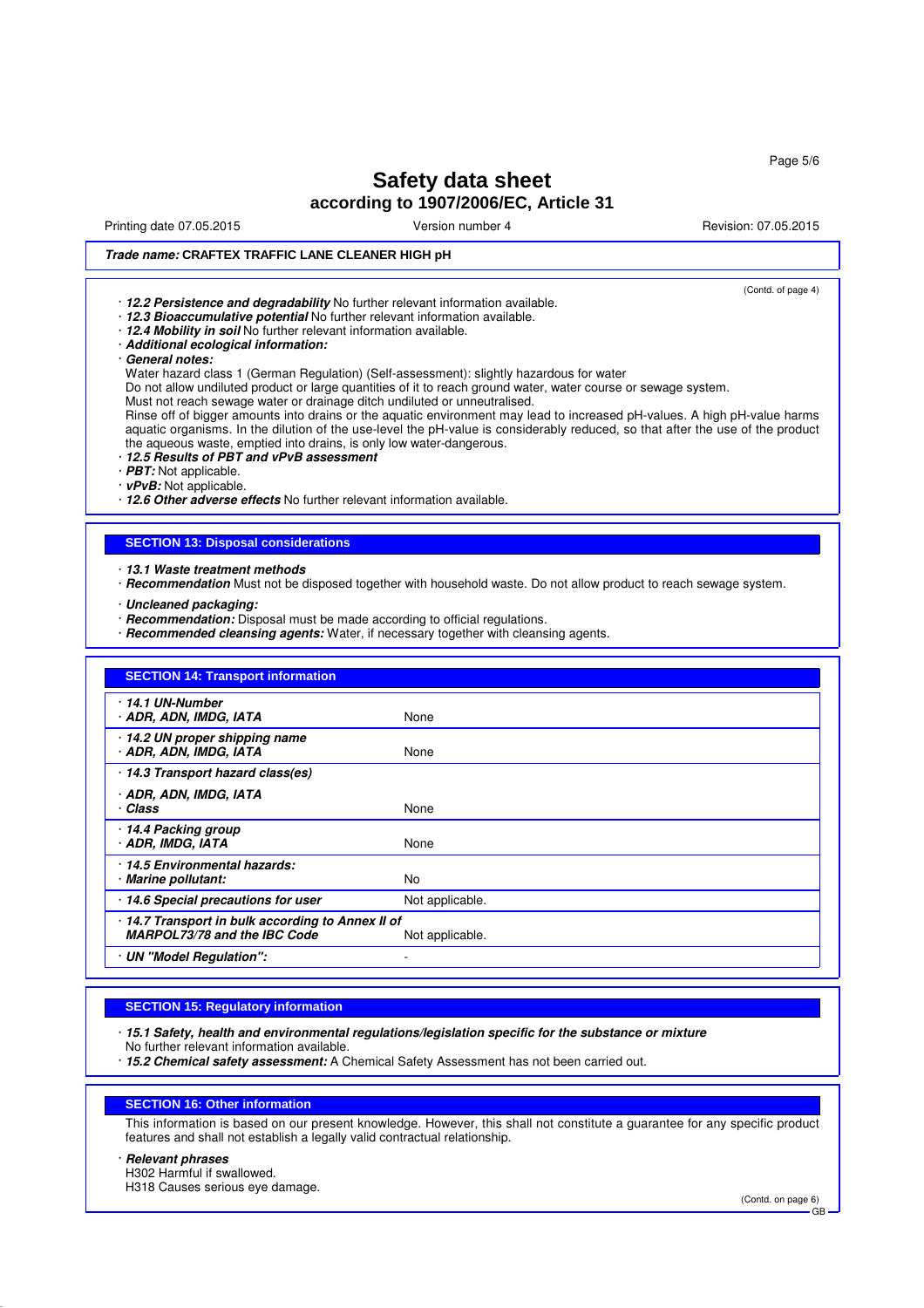# Safety data sheet
## according to 1907/2006/EC, Article 31

Printing date 07.05.2015 | Version number 4 | Revision: 07.05.2015

**Trade name: CRAFTEX TRAFFIC LANE CLEANER HIGH pH**

(Contd. of page 4)

- **12.2 Persistence and degradability** No further relevant information available.
- **12.3 Bioaccumulative potential** No further relevant information available.
- **12.4 Mobility in soil** No further relevant information available.
- **Additional ecological information:**
- **General notes:**

Water hazard class 1 (German Regulation) (Self-assessment): slightly hazardous for water
Do not allow undiluted product or large quantities of it to reach ground water, water course or sewage system.
Must not reach sewage water or drainage ditch undiluted or unneutralised.
Rinse off of bigger amounts into drains or the aquatic environment may lead to increased pH-values. A high pH-value harms aquatic organisms. In the dilution of the use-level the pH-value is considerably reduced, so that after the use of the product the aqueous waste, emptied into drains, is only low water-dangerous.

- **12.5 Results of PBT and vPvB assessment**
- **PBT:** Not applicable.
- **vPvB:** Not applicable.
- **12.6 Other adverse effects** No further relevant information available.

## SECTION 13: Disposal considerations

- **13.1 Waste treatment methods**
- **Recommendation** Must not be disposed together with household waste. Do not allow product to reach sewage system.

- **Uncleaned packaging:**
- **Recommendation:** Disposal must be made according to official regulations.
- **Recommended cleansing agents:** Water, if necessary together with cleansing agents.

## SECTION 14: Transport information

| | |
|---|---|
| **14.1 UN-Number** **ADR, ADN, IMDG, IATA** | None |
| **14.2 UN proper shipping name** **ADR, ADN, IMDG, IATA** | None |
| **14.3 Transport hazard class(es)** | |
| **ADR, ADN, IMDG, IATA** **Class** | None |
| **14.4 Packing group** **ADR, IMDG, IATA** | None |
| **14.5 Environmental hazards:** **Marine pollutant:** | No |
| **14.6 Special precautions for user** | Not applicable. |
| **14.7 Transport in bulk according to Annex II of MARPOL73/78 and the IBC Code** | Not applicable. |
| **UN "Model Regulation":** | - |

## SECTION 15: Regulatory information

- **15.1 Safety, health and environmental regulations/legislation specific for the substance or mixture**
  No further relevant information available.
- **15.2 Chemical safety assessment:** A Chemical Safety Assessment has not been carried out.

## SECTION 16: Other information

This information is based on our present knowledge. However, this shall not constitute a guarantee for any specific product features and shall not establish a legally valid contractual relationship.

- **Relevant phrases**

H302 Harmful if swallowed.
H318 Causes serious eye damage.

(Contd. on page 6)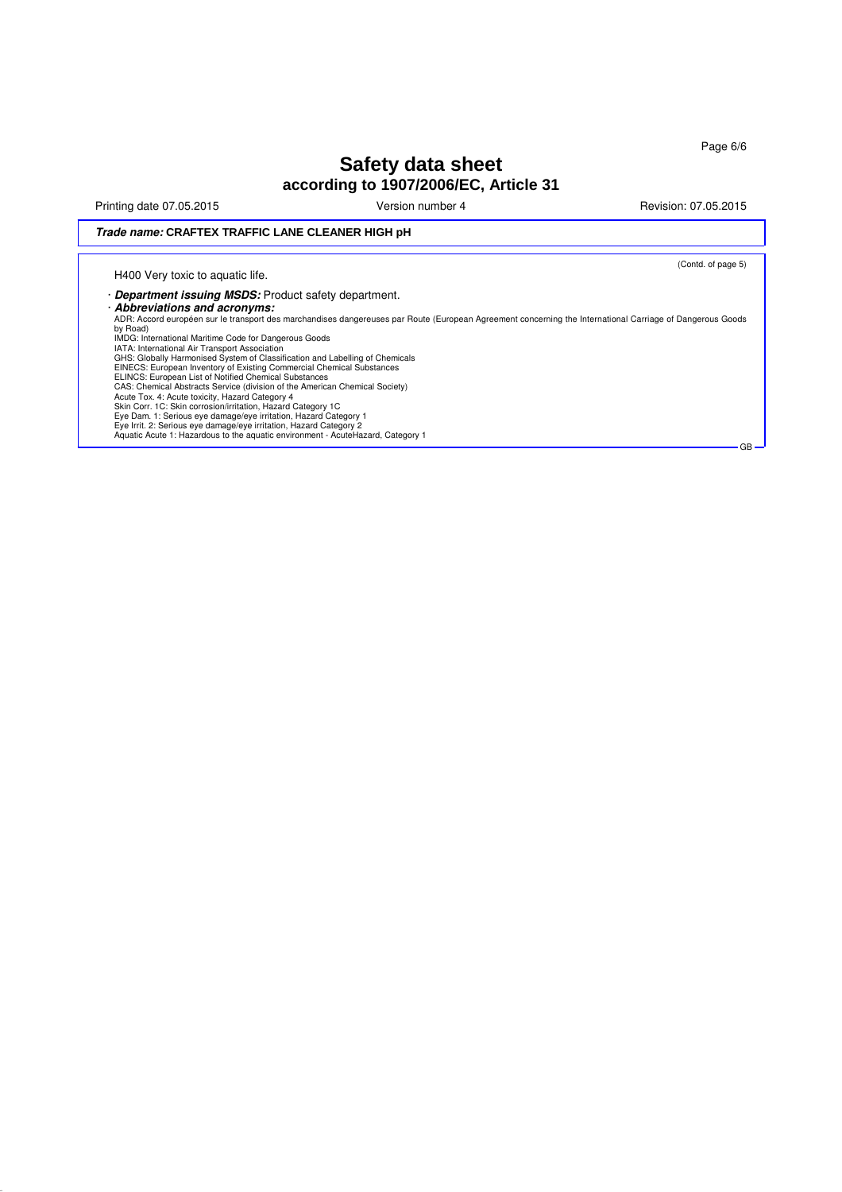(Contd. of page 5)

H400 Very toxic to aquatic life.

· **_Department issuing MSDS:_** Product safety department.

· **_Abbreviations and acronyms:_**

ADR: Accord européen sur le transport des marchandises dangereuses par Route (European Agreement concerning the International Carriage of Dangerous Goods by Road)
IMDG: International Maritime Code for Dangerous Goods
IATA: International Air Transport Association
GHS: Globally Harmonised System of Classification and Labelling of Chemicals
EINECS: European Inventory of Existing Commercial Chemical Substances
ELINCS: European List of Notified Chemical Substances
CAS: Chemical Abstracts Service (division of the American Chemical Society)
Acute Tox. 4: Acute toxicity, Hazard Category 4
Skin Corr. 1C: Skin corrosion/irritation, Hazard Category 1C
Eye Dam. 1: Serious eye damage/eye irritation, Hazard Category 1
Eye Irrit. 2: Serious eye damage/eye irritation, Hazard Category 2
Aquatic Acute 1: Hazardous to the aquatic environment - AcuteHazard, Category 1